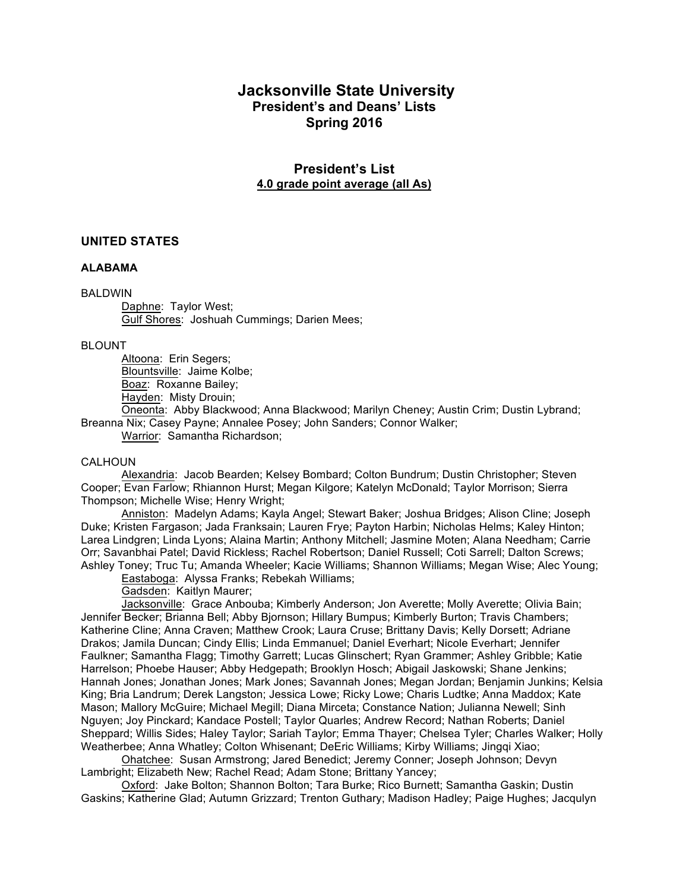# Jacksonville State University
## President's and Deans' Lists
## Spring 2016

## President's List
**4.0 grade point average (all As)**

### UNITED STATES

#### ALABAMA

BALDWIN

Daphne: Taylor West;
Gulf Shores: Joshuah Cummings; Darien Mees;

BLOUNT

Altoona: Erin Segers;
Blountsville: Jaime Kolbe;
Boaz: Roxanne Bailey;
Hayden: Misty Drouin;
Oneonta: Abby Blackwood; Anna Blackwood; Marilyn Cheney; Austin Crim; Dustin Lybrand; Breanna Nix; Casey Payne; Annalee Posey; John Sanders; Connor Walker;
Warrior: Samantha Richardson;

CALHOUN

Alexandria: Jacob Bearden; Kelsey Bombard; Colton Bundrum; Dustin Christopher; Steven Cooper; Evan Farlow; Rhiannon Hurst; Megan Kilgore; Katelyn McDonald; Taylor Morrison; Sierra Thompson; Michelle Wise; Henry Wright;
Anniston: Madelyn Adams; Kayla Angel; Stewart Baker; Joshua Bridges; Alison Cline; Joseph Duke; Kristen Fargason; Jada Franksain; Lauren Frye; Payton Harbin; Nicholas Helms; Kaley Hinton; Larea Lindgren; Linda Lyons; Alaina Martin; Anthony Mitchell; Jasmine Moten; Alana Needham; Carrie Orr; Savanbhai Patel; David Rickless; Rachel Robertson; Daniel Russell; Coti Sarrell; Dalton Screws; Ashley Toney; Truc Tu; Amanda Wheeler; Kacie Williams; Shannon Williams; Megan Wise; Alec Young;
Eastaboga: Alyssa Franks; Rebekah Williams;
Gadsden: Kaitlyn Maurer;
Jacksonville: Grace Anbouba; Kimberly Anderson; Jon Averette; Molly Averette; Olivia Bain; Jennifer Becker; Brianna Bell; Abby Bjornson; Hillary Bumpus; Kimberly Burton; Travis Chambers; Katherine Cline; Anna Craven; Matthew Crook; Laura Cruse; Brittany Davis; Kelly Dorsett; Adriane Drakos; Jamila Duncan; Cindy Ellis; Linda Emmanuel; Daniel Everhart; Nicole Everhart; Jennifer Faulkner; Samantha Flagg; Timothy Garrett; Lucas Glinschert; Ryan Grammer; Ashley Gribble; Katie Harrelson; Phoebe Hauser; Abby Hedgepath; Brooklyn Hosch; Abigail Jaskowski; Shane Jenkins; Hannah Jones; Jonathan Jones; Mark Jones; Savannah Jones; Megan Jordan; Benjamin Junkins; Kelsia King; Bria Landrum; Derek Langston; Jessica Lowe; Ricky Lowe; Charis Ludtke; Anna Maddox; Kate Mason; Mallory McGuire; Michael Megill; Diana Mirceta; Constance Nation; Julianna Newell; Sinh Nguyen; Joy Pinckard; Kandace Postell; Taylor Quarles; Andrew Record; Nathan Roberts; Daniel Sheppard; Willis Sides; Haley Taylor; Sariah Taylor; Emma Thayer; Chelsea Tyler; Charles Walker; Holly Weatherbee; Anna Whatley; Colton Whisenant; DeEric Williams; Kirby Williams; Jingqi Xiao;
Ohatchee: Susan Armstrong; Jared Benedict; Jeremy Conner; Joseph Johnson; Devyn Lambright; Elizabeth New; Rachel Read; Adam Stone; Brittany Yancey;
Oxford: Jake Bolton; Shannon Bolton; Tara Burke; Rico Burnett; Samantha Gaskin; Dustin Gaskins; Katherine Glad; Autumn Grizzard; Trenton Guthary; Madison Hadley; Paige Hughes; Jacqulyn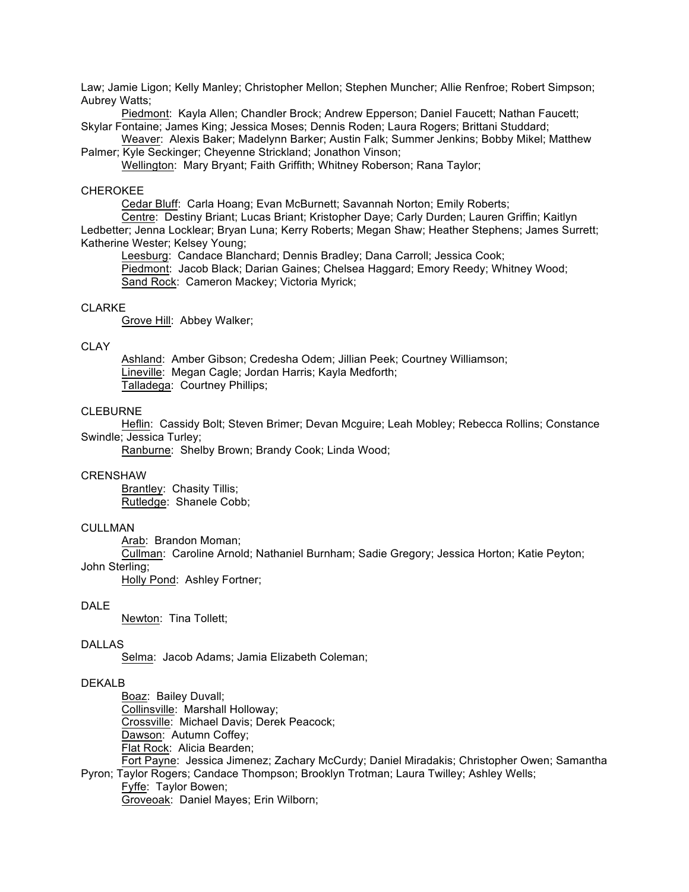Law; Jamie Ligon; Kelly Manley; Christopher Mellon; Stephen Muncher; Allie Renfroe; Robert Simpson; Aubrey Watts;

Piedmont: Kayla Allen; Chandler Brock; Andrew Epperson; Daniel Faucett; Nathan Faucett; Skylar Fontaine; James King; Jessica Moses; Dennis Roden; Laura Rogers; Brittani Studdard;

Weaver: Alexis Baker; Madelynn Barker; Austin Falk; Summer Jenkins; Bobby Mikel; Matthew Palmer; Kyle Seckinger; Cheyenne Strickland; Jonathon Vinson;

Wellington: Mary Bryant; Faith Griffith; Whitney Roberson; Rana Taylor;

CHEROKEE

Cedar Bluff: Carla Hoang; Evan McBurnett; Savannah Norton; Emily Roberts;

Centre: Destiny Briant; Lucas Briant; Kristopher Daye; Carly Durden; Lauren Griffin; Kaitlyn Ledbetter; Jenna Locklear; Bryan Luna; Kerry Roberts; Megan Shaw; Heather Stephens; James Surrett; Katherine Wester; Kelsey Young;

Leesburg: Candace Blanchard; Dennis Bradley; Dana Carroll; Jessica Cook;

Piedmont: Jacob Black; Darian Gaines; Chelsea Haggard; Emory Reedy; Whitney Wood;

Sand Rock: Cameron Mackey; Victoria Myrick;

CLARKE

Grove Hill: Abbey Walker;

CLAY

Ashland: Amber Gibson; Credesha Odem; Jillian Peek; Courtney Williamson;

Lineville: Megan Cagle; Jordan Harris; Kayla Medforth;

Talladega: Courtney Phillips;

CLEBURNE

Heflin: Cassidy Bolt; Steven Brimer; Devan Mcguire; Leah Mobley; Rebecca Rollins; Constance Swindle; Jessica Turley;

Ranburne: Shelby Brown; Brandy Cook; Linda Wood;

CRENSHAW

Brantley: Chasity Tillis;

Rutledge: Shanele Cobb;

CULLMAN

Arab: Brandon Moman;

Cullman: Caroline Arnold; Nathaniel Burnham; Sadie Gregory; Jessica Horton; Katie Peyton; John Sterling;

Holly Pond: Ashley Fortner;

DALE

Newton: Tina Tollett;

DALLAS

Selma: Jacob Adams; Jamia Elizabeth Coleman;

DEKALB

Boaz: Bailey Duvall;

Collinsville: Marshall Holloway;

Crossville: Michael Davis; Derek Peacock;

Dawson: Autumn Coffey;

Flat Rock: Alicia Bearden;

Fort Payne: Jessica Jimenez; Zachary McCurdy; Daniel Miradakis; Christopher Owen; Samantha Pyron; Taylor Rogers; Candace Thompson; Brooklyn Trotman; Laura Twilley; Ashley Wells;

Fyffe: Taylor Bowen;

Groveoak: Daniel Mayes; Erin Wilborn;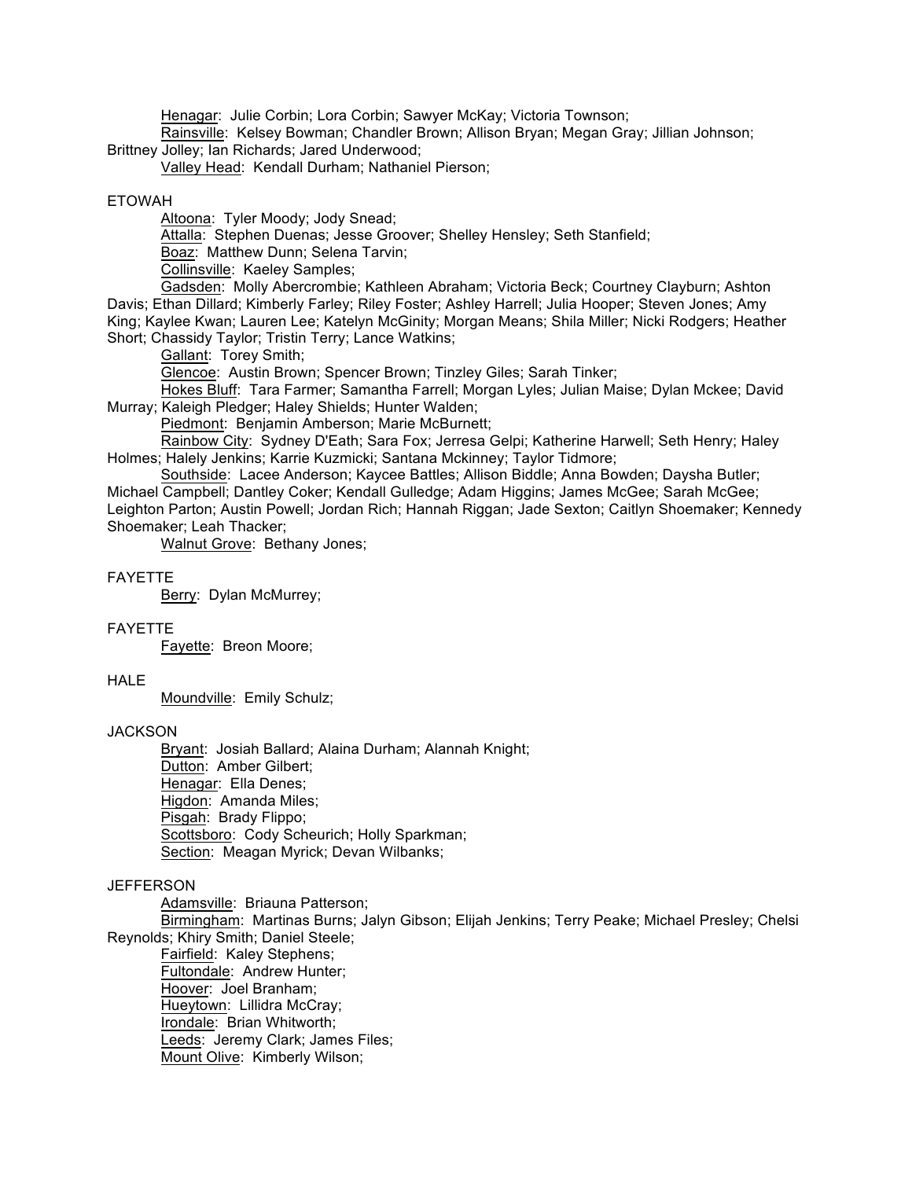Henagar: Julie Corbin; Lora Corbin; Sawyer McKay; Victoria Townson;

Rainsville: Kelsey Bowman; Chandler Brown; Allison Bryan; Megan Gray; Jillian Johnson; Brittney Jolley; Ian Richards; Jared Underwood;

Valley Head: Kendall Durham; Nathaniel Pierson;

ETOWAH

Altoona: Tyler Moody; Jody Snead;

Attalla: Stephen Duenas; Jesse Groover; Shelley Hensley; Seth Stanfield;

Boaz: Matthew Dunn; Selena Tarvin;

Collinsville: Kaeley Samples;

Gadsden: Molly Abercrombie; Kathleen Abraham; Victoria Beck; Courtney Clayburn; Ashton Davis; Ethan Dillard; Kimberly Farley; Riley Foster; Ashley Harrell; Julia Hooper; Steven Jones; Amy King; Kaylee Kwan; Lauren Lee; Katelyn McGinity; Morgan Means; Shila Miller; Nicki Rodgers; Heather Short; Chassidy Taylor; Tristin Terry; Lance Watkins;

Gallant: Torey Smith;

Glencoe: Austin Brown; Spencer Brown; Tinzley Giles; Sarah Tinker;

Hokes Bluff: Tara Farmer; Samantha Farrell; Morgan Lyles; Julian Maise; Dylan Mckee; David Murray; Kaleigh Pledger; Haley Shields; Hunter Walden;

Piedmont: Benjamin Amberson; Marie McBurnett;

Rainbow City: Sydney D'Eath; Sara Fox; Jerresa Gelpi; Katherine Harwell; Seth Henry; Haley Holmes; Halely Jenkins; Karrie Kuzmicki; Santana Mckinney; Taylor Tidmore;

Southside: Lacee Anderson; Kaycee Battles; Allison Biddle; Anna Bowden; Daysha Butler; Michael Campbell; Dantley Coker; Kendall Gulledge; Adam Higgins; James McGee; Sarah McGee; Leighton Parton; Austin Powell; Jordan Rich; Hannah Riggan; Jade Sexton; Caitlyn Shoemaker; Kennedy Shoemaker; Leah Thacker;

Walnut Grove: Bethany Jones;

FAYETTE

Berry: Dylan McMurrey;

FAYETTE

Fayette: Breon Moore;

HALE

Moundville: Emily Schulz;

JACKSON

Bryant: Josiah Ballard; Alaina Durham; Alannah Knight;

Dutton: Amber Gilbert;

Henagar: Ella Denes;

Higdon: Amanda Miles;

Pisgah: Brady Flippo;

Scottsboro: Cody Scheurich; Holly Sparkman;

Section: Meagan Myrick; Devan Wilbanks;

JEFFERSON

Adamsville: Briauna Patterson;

Birmingham: Martinas Burns; Jalyn Gibson; Elijah Jenkins; Terry Peake; Michael Presley; Chelsi Reynolds; Khiry Smith; Daniel Steele;

Fairfield: Kaley Stephens;

Fultondale: Andrew Hunter;

Hoover: Joel Branham;

Hueytown: Lillidra McCray;

Irondale: Brian Whitworth;

Leeds: Jeremy Clark; James Files;

Mount Olive: Kimberly Wilson;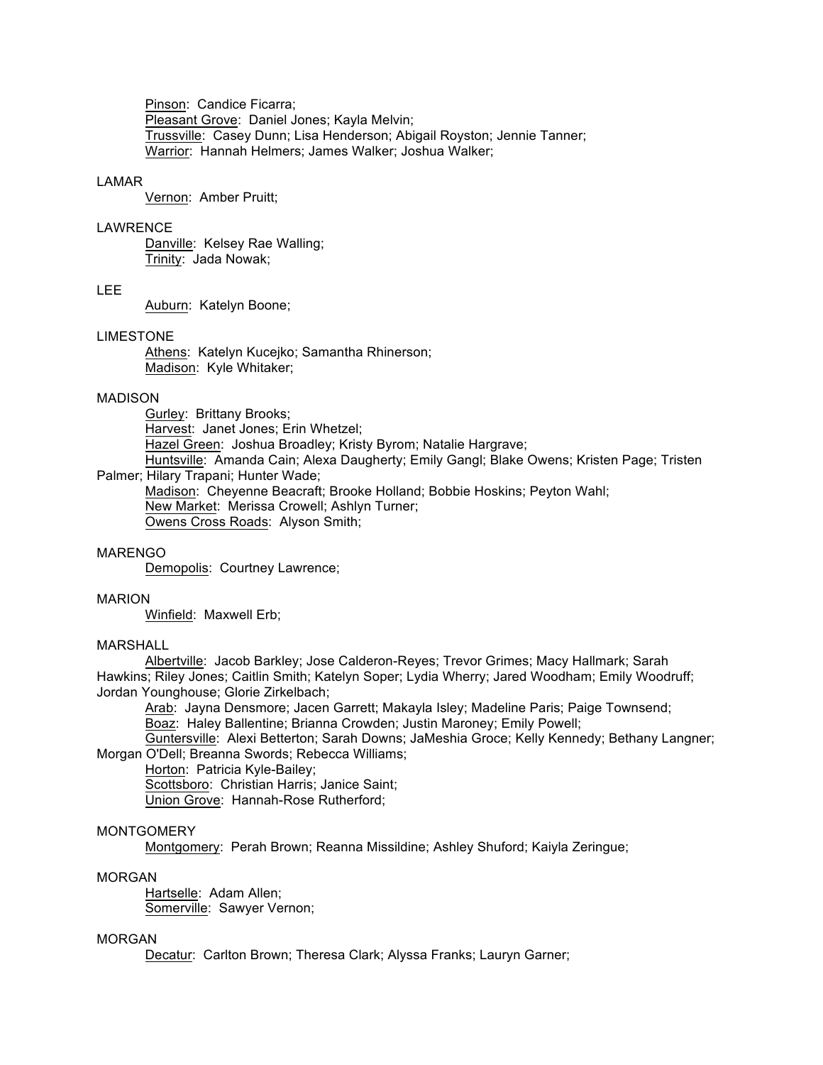Pinson: Candice Ficarra;
Pleasant Grove: Daniel Jones; Kayla Melvin;
Trussville: Casey Dunn; Lisa Henderson; Abigail Royston; Jennie Tanner;
Warrior: Hannah Helmers; James Walker; Joshua Walker;

LAMAR
Vernon: Amber Pruitt;

LAWRENCE
Danville: Kelsey Rae Walling;
Trinity: Jada Nowak;

LEE
Auburn: Katelyn Boone;

LIMESTONE
Athens: Katelyn Kucejko; Samantha Rhinerson;
Madison: Kyle Whitaker;

MADISON
Gurley: Brittany Brooks;
Harvest: Janet Jones; Erin Whetzel;
Hazel Green: Joshua Broadley; Kristy Byrom; Natalie Hargrave;
Huntsville: Amanda Cain; Alexa Daugherty; Emily Gangl; Blake Owens; Kristen Page; Tristen Palmer; Hilary Trapani; Hunter Wade;
Madison: Cheyenne Beacraft; Brooke Holland; Bobbie Hoskins; Peyton Wahl;
New Market: Merissa Crowell; Ashlyn Turner;
Owens Cross Roads: Alyson Smith;

MARENGO
Demopolis: Courtney Lawrence;

MARION
Winfield: Maxwell Erb;

MARSHALL
Albertville: Jacob Barkley; Jose Calderon-Reyes; Trevor Grimes; Macy Hallmark; Sarah Hawkins; Riley Jones; Caitlin Smith; Katelyn Soper; Lydia Wherry; Jared Woodham; Emily Woodruff; Jordan Younghouse; Glorie Zirkelbach;
Arab: Jayna Densmore; Jacen Garrett; Makayla Isley; Madeline Paris; Paige Townsend;
Boaz: Haley Ballentine; Brianna Crowden; Justin Maroney; Emily Powell;
Guntersville: Alexi Betterton; Sarah Downs; JaMeshia Groce; Kelly Kennedy; Bethany Langner; Morgan O'Dell; Breanna Swords; Rebecca Williams;
Horton: Patricia Kyle-Bailey;
Scottsboro: Christian Harris; Janice Saint;
Union Grove: Hannah-Rose Rutherford;

MONTGOMERY
Montgomery: Perah Brown; Reanna Missildine; Ashley Shuford; Kaiyla Zeringue;

MORGAN
Hartselle: Adam Allen;
Somerville: Sawyer Vernon;

MORGAN
Decatur: Carlton Brown; Theresa Clark; Alyssa Franks; Lauryn Garner;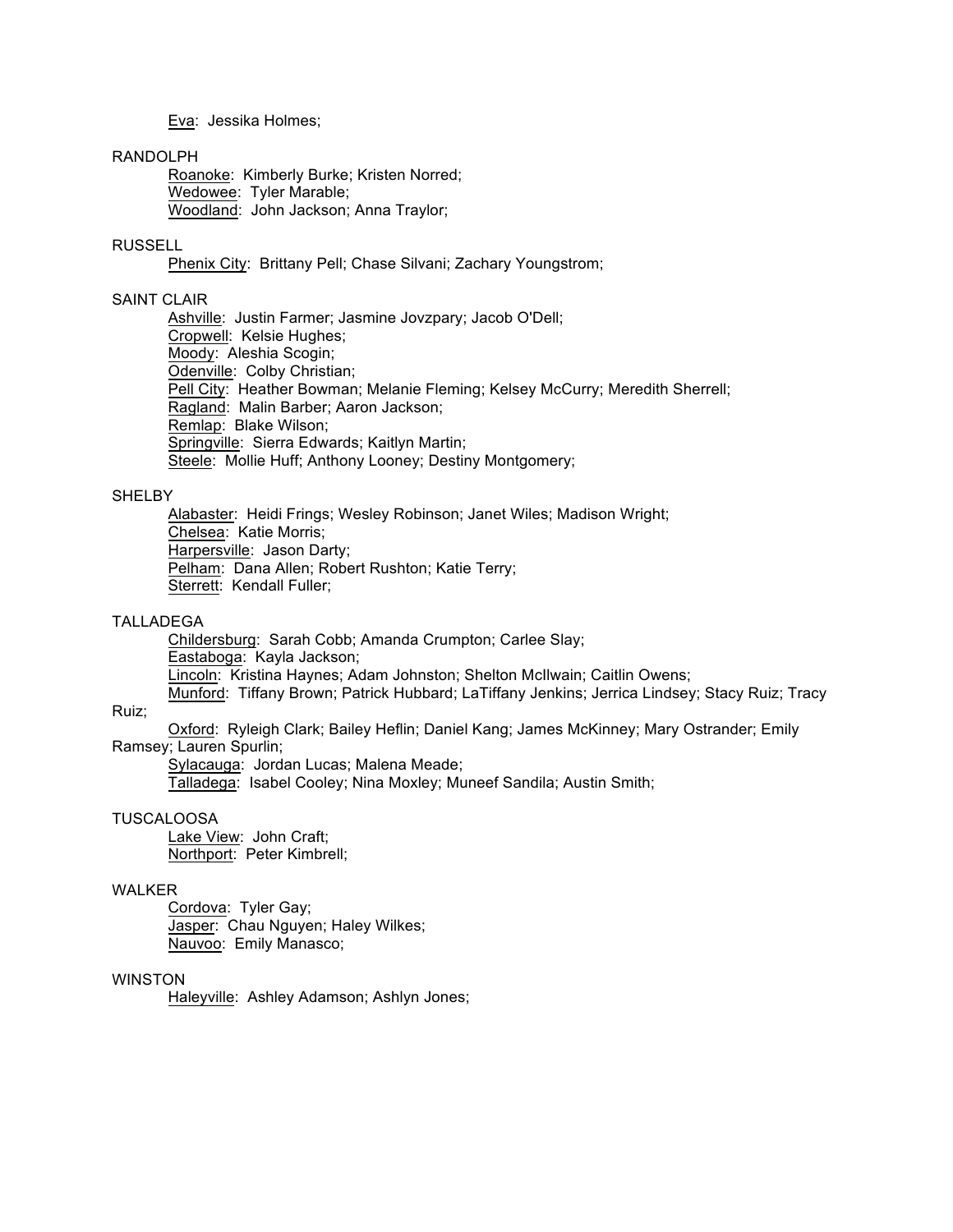<u>Eva</u>: Jessika Holmes;

RANDOLPH

<u>Roanoke</u>: Kimberly Burke; Kristen Norred;
<u>Wedowee</u>: Tyler Marable;
<u>Woodland</u>: John Jackson; Anna Traylor;

RUSSELL

<u>Phenix City</u>: Brittany Pell; Chase Silvani; Zachary Youngstrom;

SAINT CLAIR

<u>Ashville</u>: Justin Farmer; Jasmine Jovzpary; Jacob O'Dell;
<u>Cropwell</u>: Kelsie Hughes;
<u>Moody</u>: Aleshia Scogin;
<u>Odenville</u>: Colby Christian;
<u>Pell City</u>: Heather Bowman; Melanie Fleming; Kelsey McCurry; Meredith Sherrell;
<u>Ragland</u>: Malin Barber; Aaron Jackson;
<u>Remlap</u>: Blake Wilson;
<u>Springville</u>: Sierra Edwards; Kaitlyn Martin;
<u>Steele</u>: Mollie Huff; Anthony Looney; Destiny Montgomery;

SHELBY

<u>Alabaster</u>: Heidi Frings; Wesley Robinson; Janet Wiles; Madison Wright;
<u>Chelsea</u>: Katie Morris;
<u>Harpersville</u>: Jason Darty;
<u>Pelham</u>: Dana Allen; Robert Rushton; Katie Terry;
<u>Sterrett</u>: Kendall Fuller;

TALLADEGA

<u>Childersburg</u>: Sarah Cobb; Amanda Crumpton; Carlee Slay;
<u>Eastaboga</u>: Kayla Jackson;
<u>Lincoln</u>: Kristina Haynes; Adam Johnston; Shelton McIlwain; Caitlin Owens;
<u>Munford</u>: Tiffany Brown; Patrick Hubbard; LaTiffany Jenkins; Jerrica Lindsey; Stacy Ruiz; Tracy Ruiz;
<u>Oxford</u>: Ryleigh Clark; Bailey Heflin; Daniel Kang; James McKinney; Mary Ostrander; Emily Ramsey; Lauren Spurlin;
<u>Sylacauga</u>: Jordan Lucas; Malena Meade;
<u>Talladega</u>: Isabel Cooley; Nina Moxley; Muneef Sandila; Austin Smith;

TUSCALOOSA

<u>Lake View</u>: John Craft;
<u>Northport</u>: Peter Kimbrell;

WALKER

<u>Cordova</u>: Tyler Gay;
<u>Jasper</u>: Chau Nguyen; Haley Wilkes;
<u>Nauvoo</u>: Emily Manasco;

WINSTON

<u>Haleyville</u>: Ashley Adamson; Ashlyn Jones;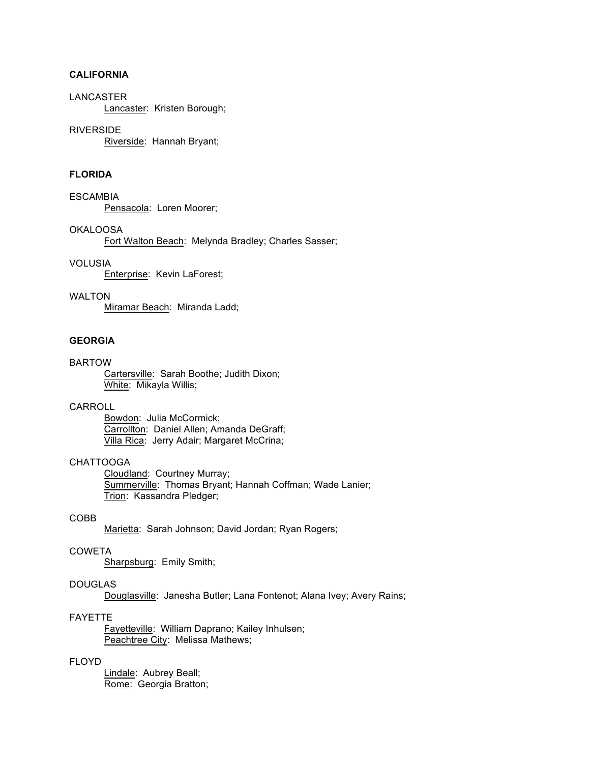**CALIFORNIA**

LANCASTER

Lancaster: Kristen Borough;

RIVERSIDE

Riverside: Hannah Bryant;

**FLORIDA**

ESCAMBIA

Pensacola: Loren Moorer;

OKALOOSA

Fort Walton Beach: Melynda Bradley; Charles Sasser;

VOLUSIA

Enterprise: Kevin LaForest;

WALTON

Miramar Beach: Miranda Ladd;

**GEORGIA**

BARTOW

Cartersville: Sarah Boothe; Judith Dixon;
White: Mikayla Willis;

CARROLL

Bowdon: Julia McCormick;
Carrollton: Daniel Allen; Amanda DeGraff;
Villa Rica: Jerry Adair; Margaret McCrina;

CHATTOOGA

Cloudland: Courtney Murray;
Summerville: Thomas Bryant; Hannah Coffman; Wade Lanier;
Trion: Kassandra Pledger;

COBB

Marietta: Sarah Johnson; David Jordan; Ryan Rogers;

COWETA

Sharpsburg: Emily Smith;

DOUGLAS

Douglasville: Janesha Butler; Lana Fontenot; Alana Ivey; Avery Rains;

FAYETTE

Fayetteville: William Daprano; Kailey Inhulsen;
Peachtree City: Melissa Mathews;

FLOYD

Lindale: Aubrey Beall;
Rome: Georgia Bratton;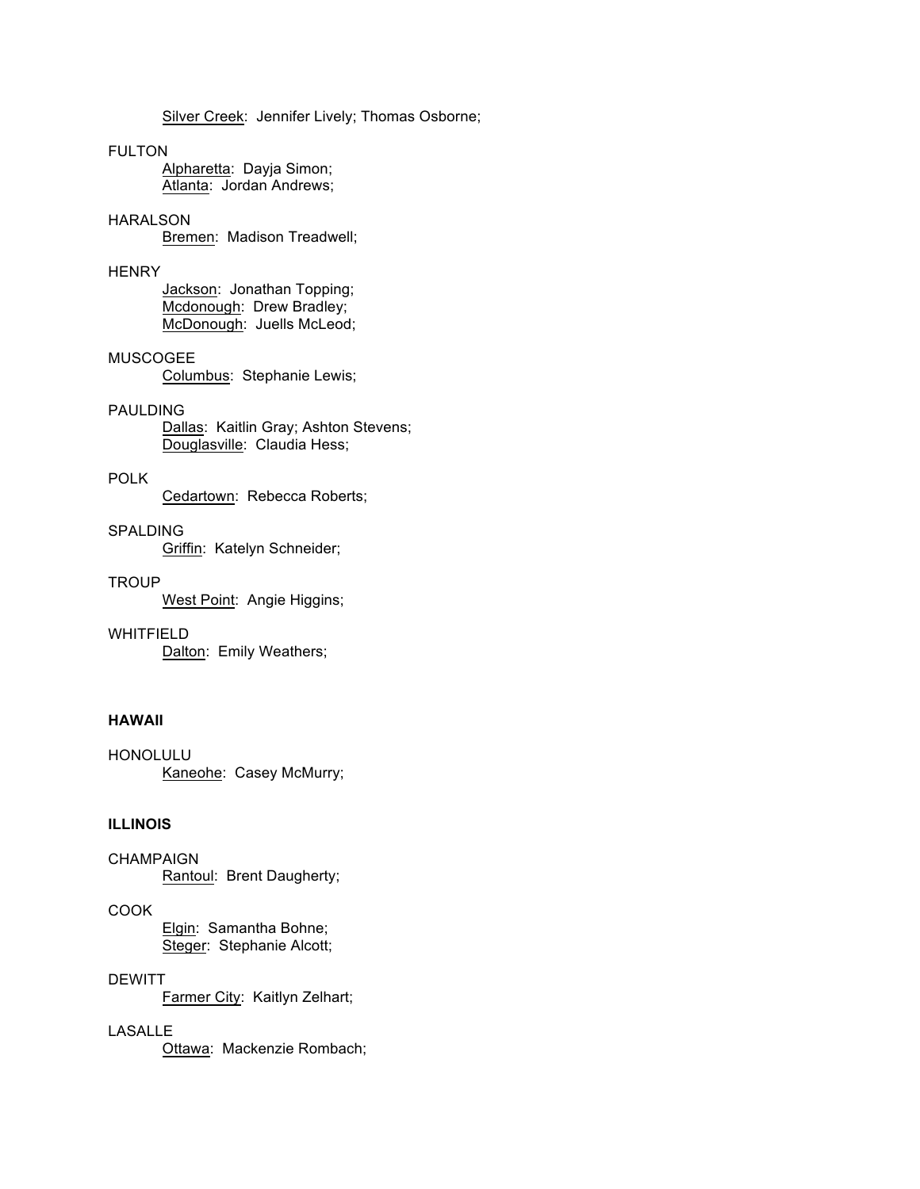Silver Creek: Jennifer Lively; Thomas Osborne;

FULTON

Alpharetta: Dayja Simon;
Atlanta: Jordan Andrews;

HARALSON

Bremen: Madison Treadwell;

HENRY

Jackson: Jonathan Topping;
Mcdonough: Drew Bradley;
McDonough: Juells McLeod;

MUSCOGEE

Columbus: Stephanie Lewis;

PAULDING

Dallas: Kaitlin Gray; Ashton Stevens;
Douglasville: Claudia Hess;

POLK

Cedartown: Rebecca Roberts;

SPALDING

Griffin: Katelyn Schneider;

TROUP

West Point: Angie Higgins;

WHITFIELD

Dalton: Emily Weathers;

**HAWAII**

HONOLULU

Kaneohe: Casey McMurry;

**ILLINOIS**

CHAMPAIGN

Rantoul: Brent Daugherty;

COOK

Elgin: Samantha Bohne;
Steger: Stephanie Alcott;

DEWITT

Farmer City: Kaitlyn Zelhart;

LASALLE

Ottawa: Mackenzie Rombach;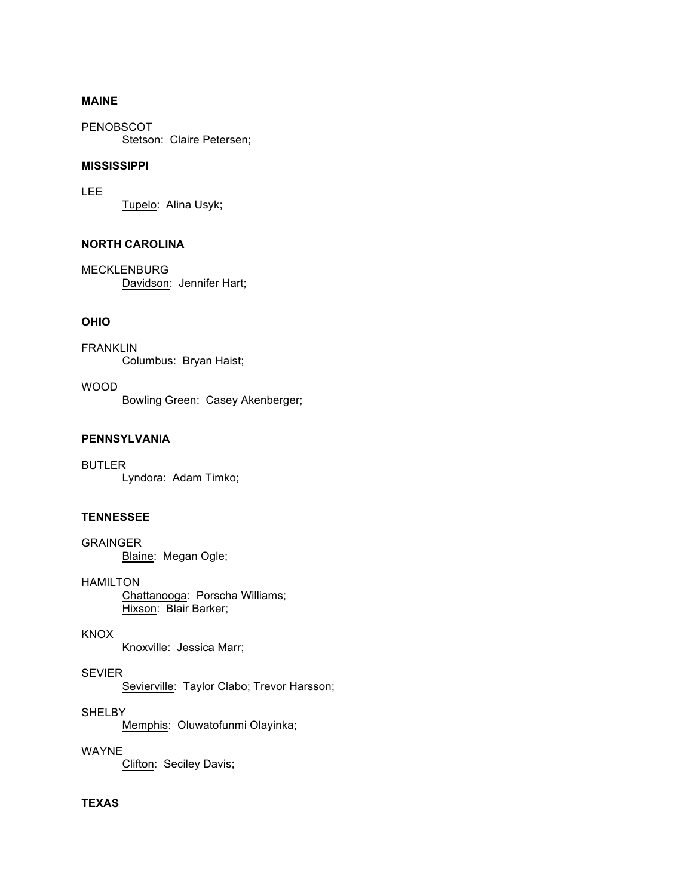**MAINE**

PENOBSCOT
Stetson: Claire Petersen;

**MISSISSIPPI**

LEE
Tupelo: Alina Usyk;

**NORTH CAROLINA**

MECKLENBURG
Davidson: Jennifer Hart;

**OHIO**

FRANKLIN
Columbus: Bryan Haist;

WOOD
Bowling Green: Casey Akenberger;

**PENNSYLVANIA**

BUTLER
Lyndora: Adam Timko;

**TENNESSEE**

GRAINGER
Blaine: Megan Ogle;

HAMILTON
Chattanooga: Porscha Williams;
Hixson: Blair Barker;

KNOX
Knoxville: Jessica Marr;

SEVIER
Sevierville: Taylor Clabo; Trevor Harsson;

SHELBY
Memphis: Oluwatofunmi Olayinka;

WAYNE
Clifton: Seciley Davis;

**TEXAS**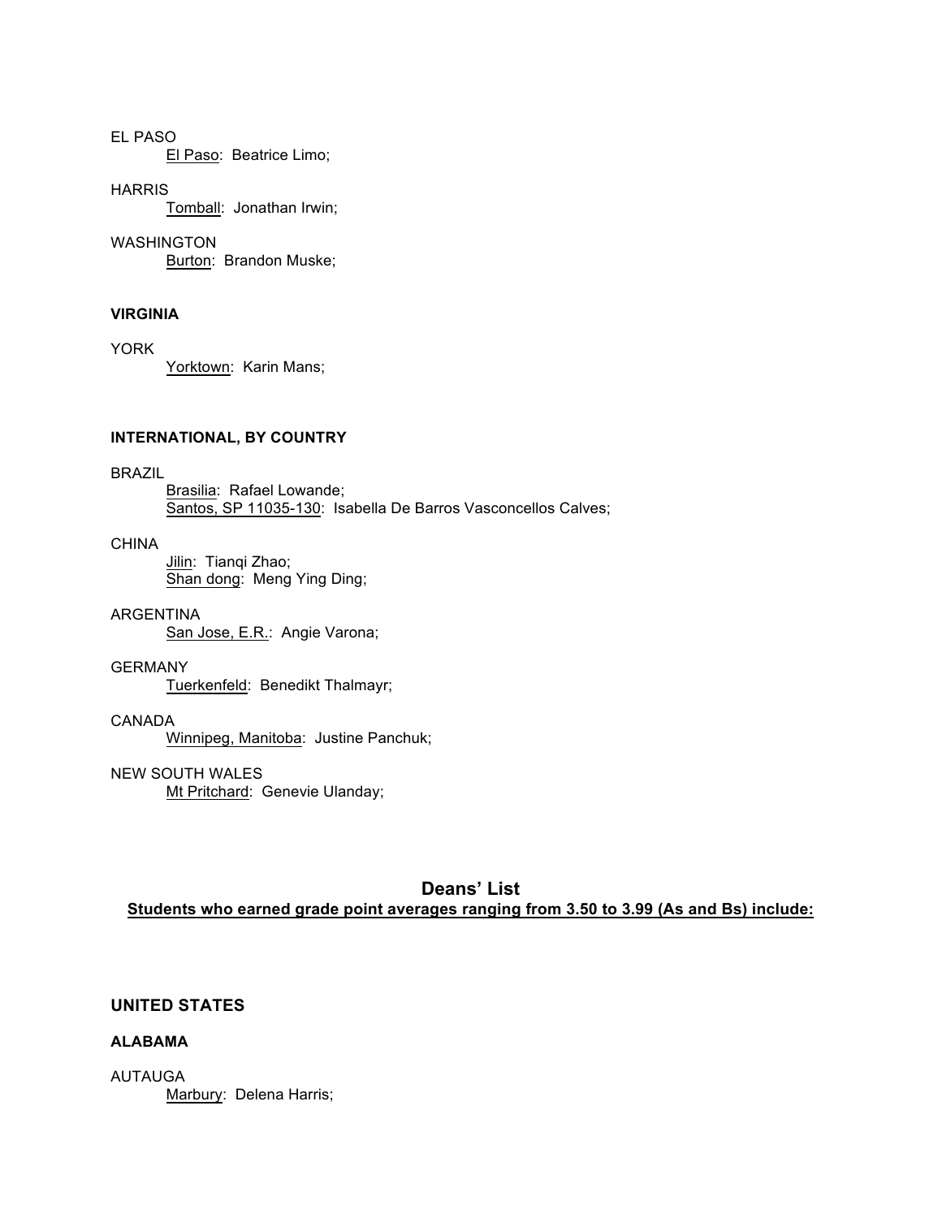EL PASO

El Paso: Beatrice Limo;

HARRIS

Tomball: Jonathan Irwin;

WASHINGTON

Burton: Brandon Muske;

**VIRGINIA**

YORK

Yorktown: Karin Mans;

**INTERNATIONAL, BY COUNTRY**

BRAZIL

Brasilia: Rafael Lowande;
Santos, SP 11035-130: Isabella De Barros Vasconcellos Calves;

CHINA

Jilin: Tianqi Zhao;
Shan dong: Meng Ying Ding;

ARGENTINA

San Jose, E.R.: Angie Varona;

GERMANY

Tuerkenfeld: Benedikt Thalmayr;

CANADA

Winnipeg, Manitoba: Justine Panchuk;

NEW SOUTH WALES

Mt Pritchard: Genevie Ulanday;

## Deans' List

**Students who earned grade point averages ranging from 3.50 to 3.99 (As and Bs) include:**

### UNITED STATES

**ALABAMA**

AUTAUGA

Marbury: Delena Harris;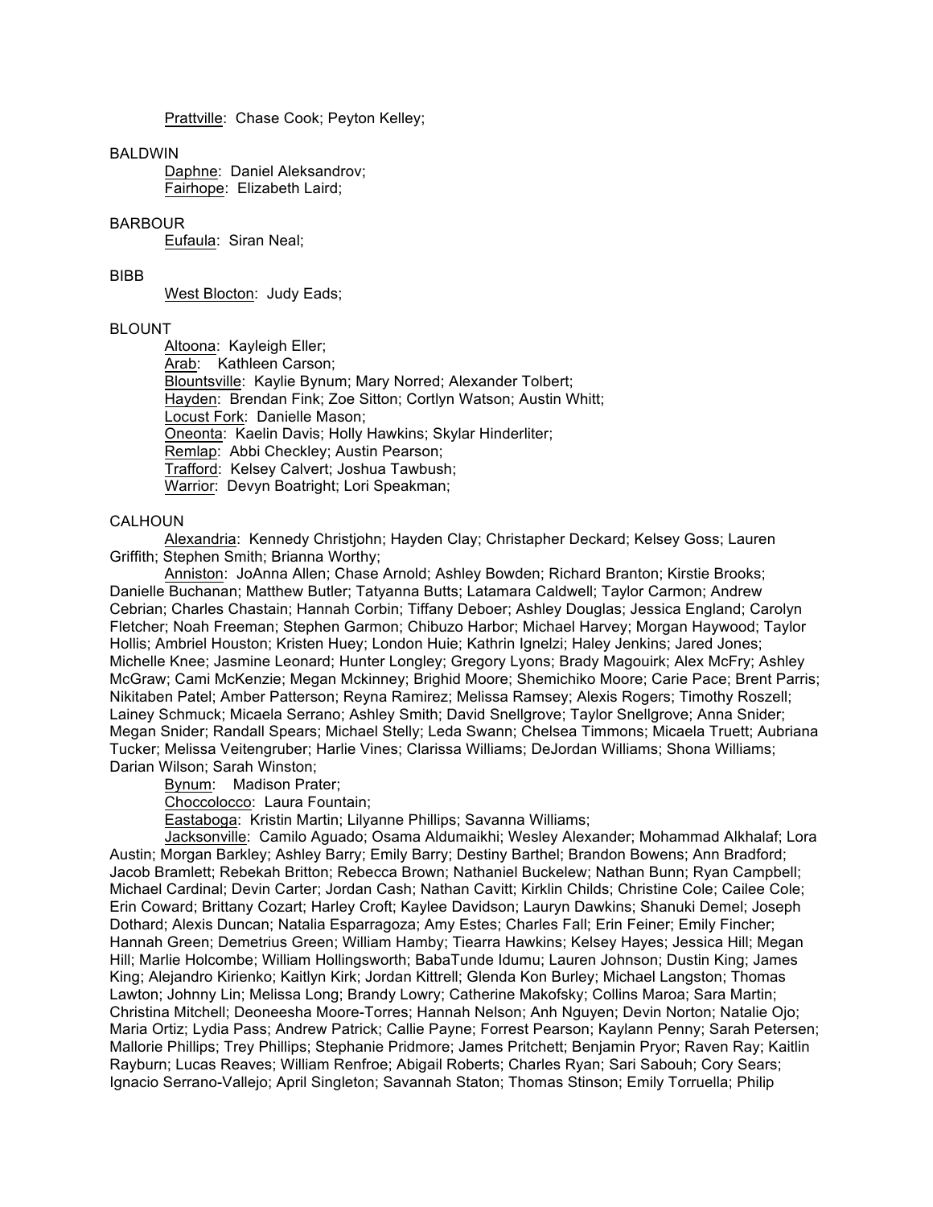Prattville: Chase Cook; Peyton Kelley;

BALDWIN

Daphne: Daniel Aleksandrov;
Fairhope: Elizabeth Laird;

BARBOUR

Eufaula: Siran Neal;

BIBB

West Blocton: Judy Eads;

BLOUNT

Altoona: Kayleigh Eller;
Arab: Kathleen Carson;
Blountsville: Kaylie Bynum; Mary Norred; Alexander Tolbert;
Hayden: Brendan Fink; Zoe Sitton; Cortlyn Watson; Austin Whitt;
Locust Fork: Danielle Mason;
Oneonta: Kaelin Davis; Holly Hawkins; Skylar Hinderliter;
Remlap: Abbi Checkley; Austin Pearson;
Trafford: Kelsey Calvert; Joshua Tawbush;
Warrior: Devyn Boatright; Lori Speakman;

CALHOUN

Alexandria: Kennedy Christjohn; Hayden Clay; Christapher Deckard; Kelsey Goss; Lauren Griffith; Stephen Smith; Brianna Worthy;

Anniston: JoAnna Allen; Chase Arnold; Ashley Bowden; Richard Branton; Kirstie Brooks; Danielle Buchanan; Matthew Butler; Tatyanna Butts; Latamara Caldwell; Taylor Carmon; Andrew Cebrian; Charles Chastain; Hannah Corbin; Tiffany Deboer; Ashley Douglas; Jessica England; Carolyn Fletcher; Noah Freeman; Stephen Garmon; Chibuzo Harbor; Michael Harvey; Morgan Haywood; Taylor Hollis; Ambriel Houston; Kristen Huey; London Huie; Kathrin Ignelzi; Haley Jenkins; Jared Jones; Michelle Knee; Jasmine Leonard; Hunter Longley; Gregory Lyons; Brady Magouirk; Alex McFry; Ashley McGraw; Cami McKenzie; Megan Mckinney; Brighid Moore; Shemichiko Moore; Carie Pace; Brent Parris; Nikitaben Patel; Amber Patterson; Reyna Ramirez; Melissa Ramsey; Alexis Rogers; Timothy Roszell; Lainey Schmuck; Micaela Serrano; Ashley Smith; David Snellgrove; Taylor Snellgrove; Anna Snider; Megan Snider; Randall Spears; Michael Stelly; Leda Swann; Chelsea Timmons; Micaela Truett; Aubriana Tucker; Melissa Veitengruber; Harlie Vines; Clarissa Williams; DeJordan Williams; Shona Williams; Darian Wilson; Sarah Winston;

Bynum: Madison Prater;

Choccolocco: Laura Fountain;

Eastaboga: Kristin Martin; Lilyanne Phillips; Savanna Williams;

Jacksonville: Camilo Aguado; Osama Aldumaikhi; Wesley Alexander; Mohammad Alkhalaf; Lora Austin; Morgan Barkley; Ashley Barry; Emily Barry; Destiny Barthel; Brandon Bowens; Ann Bradford; Jacob Bramlett; Rebekah Britton; Rebecca Brown; Nathaniel Buckelew; Nathan Bunn; Ryan Campbell; Michael Cardinal; Devin Carter; Jordan Cash; Nathan Cavitt; Kirklin Childs; Christine Cole; Cailee Cole; Erin Coward; Brittany Cozart; Harley Croft; Kaylee Davidson; Lauryn Dawkins; Shanuki Demel; Joseph Dothard; Alexis Duncan; Natalia Esparragoza; Amy Estes; Charles Fall; Erin Feiner; Emily Fincher; Hannah Green; Demetrius Green; William Hamby; Tiearra Hawkins; Kelsey Hayes; Jessica Hill; Megan Hill; Marlie Holcombe; William Hollingsworth; BabaTunde Idumu; Lauren Johnson; Dustin King; James King; Alejandro Kirienko; Kaitlyn Kirk; Jordan Kittrell; Glenda Kon Burley; Michael Langston; Thomas Lawton; Johnny Lin; Melissa Long; Brandy Lowry; Catherine Makofsky; Collins Maroa; Sara Martin; Christina Mitchell; Deoneesha Moore-Torres; Hannah Nelson; Anh Nguyen; Devin Norton; Natalie Ojo; Maria Ortiz; Lydia Pass; Andrew Patrick; Callie Payne; Forrest Pearson; Kaylann Penny; Sarah Petersen; Mallorie Phillips; Trey Phillips; Stephanie Pridmore; James Pritchett; Benjamin Pryor; Raven Ray; Kaitlin Rayburn; Lucas Reaves; William Renfroe; Abigail Roberts; Charles Ryan; Sari Sabouh; Cory Sears; Ignacio Serrano-Vallejo; April Singleton; Savannah Staton; Thomas Stinson; Emily Torruella; Philip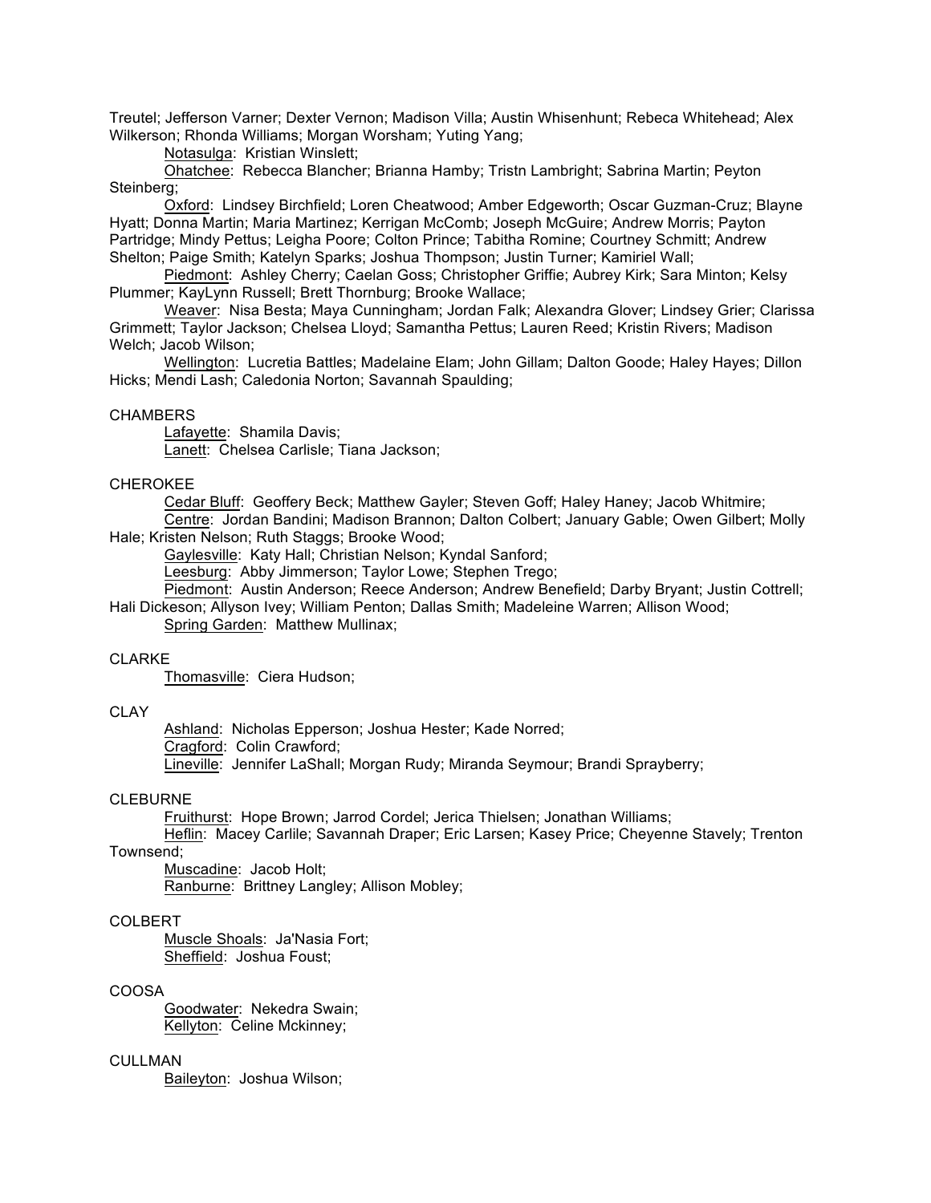Treutel; Jefferson Varner; Dexter Vernon; Madison Villa; Austin Whisenhunt; Rebeca Whitehead; Alex Wilkerson; Rhonda Williams; Morgan Worsham; Yuting Yang;

Notasulga: Kristian Winslett;

Ohatchee: Rebecca Blancher; Brianna Hamby; Tristn Lambright; Sabrina Martin; Peyton Steinberg;

Oxford: Lindsey Birchfield; Loren Cheatwood; Amber Edgeworth; Oscar Guzman-Cruz; Blayne Hyatt; Donna Martin; Maria Martinez; Kerrigan McComb; Joseph McGuire; Andrew Morris; Payton Partridge; Mindy Pettus; Leigha Poore; Colton Prince; Tabitha Romine; Courtney Schmitt; Andrew Shelton; Paige Smith; Katelyn Sparks; Joshua Thompson; Justin Turner; Kamiriel Wall;

Piedmont: Ashley Cherry; Caelan Goss; Christopher Griffie; Aubrey Kirk; Sara Minton; Kelsy Plummer; KayLynn Russell; Brett Thornburg; Brooke Wallace;

Weaver: Nisa Besta; Maya Cunningham; Jordan Falk; Alexandra Glover; Lindsey Grier; Clarissa Grimmett; Taylor Jackson; Chelsea Lloyd; Samantha Pettus; Lauren Reed; Kristin Rivers; Madison Welch; Jacob Wilson;

Wellington: Lucretia Battles; Madelaine Elam; John Gillam; Dalton Goode; Haley Hayes; Dillon Hicks; Mendi Lash; Caledonia Norton; Savannah Spaulding;

CHAMBERS

Lafayette: Shamila Davis;

Lanett: Chelsea Carlisle; Tiana Jackson;

CHEROKEE

Cedar Bluff: Geoffery Beck; Matthew Gayler; Steven Goff; Haley Haney; Jacob Whitmire;

Centre: Jordan Bandini; Madison Brannon; Dalton Colbert; January Gable; Owen Gilbert; Molly Hale; Kristen Nelson; Ruth Staggs; Brooke Wood;

Gaylesville: Katy Hall; Christian Nelson; Kyndal Sanford;

Leesburg: Abby Jimmerson; Taylor Lowe; Stephen Trego;

Piedmont: Austin Anderson; Reece Anderson; Andrew Benefield; Darby Bryant; Justin Cottrell; Hali Dickeson; Allyson Ivey; William Penton; Dallas Smith; Madeleine Warren; Allison Wood;

Spring Garden: Matthew Mullinax;

CLARKE

Thomasville: Ciera Hudson;

CLAY

Ashland: Nicholas Epperson; Joshua Hester; Kade Norred;

Cragford: Colin Crawford;

Lineville: Jennifer LaShall; Morgan Rudy; Miranda Seymour; Brandi Sprayberry;

CLEBURNE

Fruithurst: Hope Brown; Jarrod Cordel; Jerica Thielsen; Jonathan Williams;

Heflin: Macey Carlile; Savannah Draper; Eric Larsen; Kasey Price; Cheyenne Stavely; Trenton Townsend;

Muscadine: Jacob Holt;

Ranburne: Brittney Langley; Allison Mobley;

COLBERT

Muscle Shoals: Ja'Nasia Fort;

Sheffield: Joshua Foust;

COOSA

Goodwater: Nekedra Swain;

Kellyton: Celine Mckinney;

CULLMAN

Baileyton: Joshua Wilson;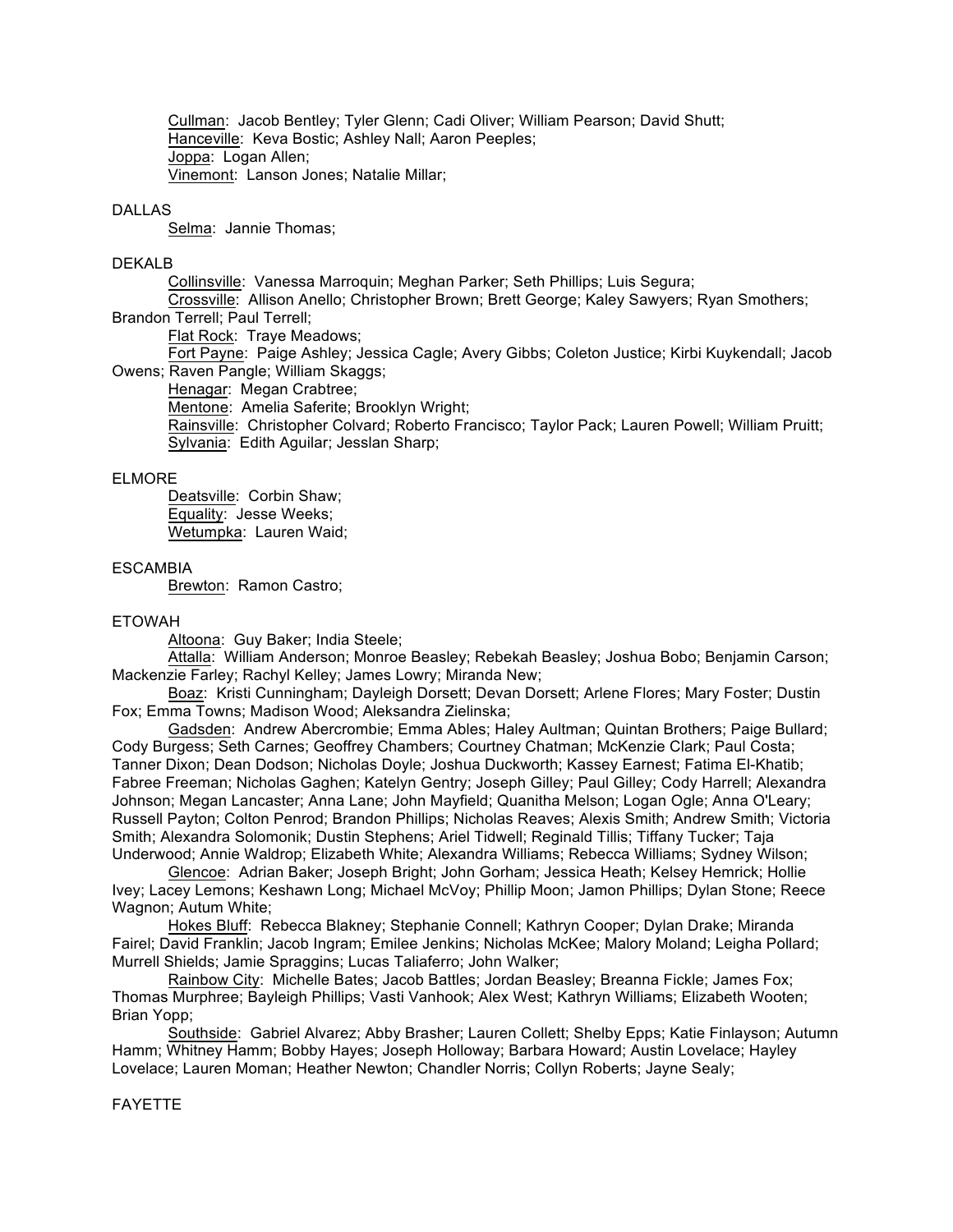Cullman: Jacob Bentley; Tyler Glenn; Cadi Oliver; William Pearson; David Shutt;
Hanceville: Keva Bostic; Ashley Nall; Aaron Peeples;
Joppa: Logan Allen;
Vinemont: Lanson Jones; Natalie Millar;

DALLAS

Selma: Jannie Thomas;

DEKALB

Collinsville: Vanessa Marroquin; Meghan Parker; Seth Phillips; Luis Segura;
Crossville: Allison Anello; Christopher Brown; Brett George; Kaley Sawyers; Ryan Smothers; Brandon Terrell; Paul Terrell;
Flat Rock: Traye Meadows;
Fort Payne: Paige Ashley; Jessica Cagle; Avery Gibbs; Coleton Justice; Kirbi Kuykendall; Jacob Owens; Raven Pangle; William Skaggs;
Henagar: Megan Crabtree;
Mentone: Amelia Saferite; Brooklyn Wright;
Rainsville: Christopher Colvard; Roberto Francisco; Taylor Pack; Lauren Powell; William Pruitt;
Sylvania: Edith Aguilar; Jesslan Sharp;

ELMORE

Deatsville: Corbin Shaw;
Equality: Jesse Weeks;
Wetumpka: Lauren Waid;

ESCAMBIA

Brewton: Ramon Castro;

ETOWAH

Altoona: Guy Baker; India Steele;
Attalla: William Anderson; Monroe Beasley; Rebekah Beasley; Joshua Bobo; Benjamin Carson; Mackenzie Farley; Rachyl Kelley; James Lowry; Miranda New;
Boaz: Kristi Cunningham; Dayleigh Dorsett; Devan Dorsett; Arlene Flores; Mary Foster; Dustin Fox; Emma Towns; Madison Wood; Aleksandra Zielinska;
Gadsden: Andrew Abercrombie; Emma Ables; Haley Aultman; Quintan Brothers; Paige Bullard; Cody Burgess; Seth Carnes; Geoffrey Chambers; Courtney Chatman; McKenzie Clark; Paul Costa; Tanner Dixon; Dean Dodson; Nicholas Doyle; Joshua Duckworth; Kassey Earnest; Fatima El-Khatib; Fabree Freeman; Nicholas Gaghen; Katelyn Gentry; Joseph Gilley; Paul Gilley; Cody Harrell; Alexandra Johnson; Megan Lancaster; Anna Lane; John Mayfield; Quanitha Melson; Logan Ogle; Anna O'Leary; Russell Payton; Colton Penrod; Brandon Phillips; Nicholas Reaves; Alexis Smith; Andrew Smith; Victoria Smith; Alexandra Solomonik; Dustin Stephens; Ariel Tidwell; Reginald Tillis; Tiffany Tucker; Taja Underwood; Annie Waldrop; Elizabeth White; Alexandra Williams; Rebecca Williams; Sydney Wilson;
Glencoe: Adrian Baker; Joseph Bright; John Gorham; Jessica Heath; Kelsey Hemrick; Hollie Ivey; Lacey Lemons; Keshawn Long; Michael McVoy; Phillip Moon; Jamon Phillips; Dylan Stone; Reece Wagnon; Autum White;
Hokes Bluff: Rebecca Blakney; Stephanie Connell; Kathryn Cooper; Dylan Drake; Miranda Fairel; David Franklin; Jacob Ingram; Emilee Jenkins; Nicholas McKee; Malory Moland; Leigha Pollard; Murrell Shields; Jamie Spraggins; Lucas Taliaferro; John Walker;
Rainbow City: Michelle Bates; Jacob Battles; Jordan Beasley; Breanna Fickle; James Fox; Thomas Murphree; Bayleigh Phillips; Vasti Vanhook; Alex West; Kathryn Williams; Elizabeth Wooten; Brian Yopp;
Southside: Gabriel Alvarez; Abby Brasher; Lauren Collett; Shelby Epps; Katie Finlayson; Autumn Hamm; Whitney Hamm; Bobby Hayes; Joseph Holloway; Barbara Howard; Austin Lovelace; Hayley Lovelace; Lauren Moman; Heather Newton; Chandler Norris; Collyn Roberts; Jayne Sealy;

FAYETTE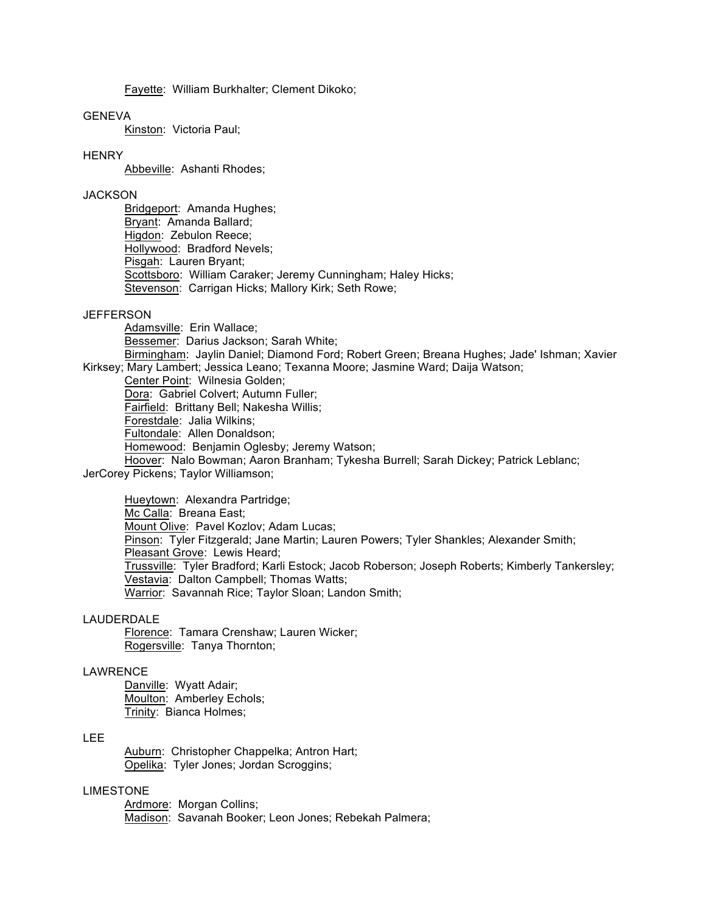Fayette: William Burkhalter; Clement Dikoko;

GENEVA

Kinston: Victoria Paul;

HENRY

Abbeville: Ashanti Rhodes;

JACKSON

Bridgeport: Amanda Hughes;
Bryant: Amanda Ballard;
Higdon: Zebulon Reece;
Hollywood: Bradford Nevels;
Pisgah: Lauren Bryant;
Scottsboro: William Caraker; Jeremy Cunningham; Haley Hicks;
Stevenson: Carrigan Hicks; Mallory Kirk; Seth Rowe;

JEFFERSON

Adamsville: Erin Wallace;
Bessemer: Darius Jackson; Sarah White;
Birmingham: Jaylin Daniel; Diamond Ford; Robert Green; Breana Hughes; Jade' Ishman; Xavier Kirksey; Mary Lambert; Jessica Leano; Texanna Moore; Jasmine Ward; Daija Watson;
Center Point: Wilnesia Golden;
Dora: Gabriel Colvert; Autumn Fuller;
Fairfield: Brittany Bell; Nakesha Willis;
Forestdale: Jalia Wilkins;
Fultondale: Allen Donaldson;
Homewood: Benjamin Oglesby; Jeremy Watson;
Hoover: Nalo Bowman; Aaron Branham; Tykesha Burrell; Sarah Dickey; Patrick Leblanc; JerCorey Pickens; Taylor Williamson;

Hueytown: Alexandra Partridge;
Mc Calla: Breana East;
Mount Olive: Pavel Kozlov; Adam Lucas;
Pinson: Tyler Fitzgerald; Jane Martin; Lauren Powers; Tyler Shankles; Alexander Smith;
Pleasant Grove: Lewis Heard;
Trussville: Tyler Bradford; Karli Estock; Jacob Roberson; Joseph Roberts; Kimberly Tankersley;
Vestavia: Dalton Campbell; Thomas Watts;
Warrior: Savannah Rice; Taylor Sloan; Landon Smith;

LAUDERDALE

Florence: Tamara Crenshaw; Lauren Wicker;
Rogersville: Tanya Thornton;

LAWRENCE

Danville: Wyatt Adair;
Moulton: Amberley Echols;
Trinity: Bianca Holmes;

LEE

Auburn: Christopher Chappelka; Antron Hart;
Opelika: Tyler Jones; Jordan Scroggins;

LIMESTONE

Ardmore: Morgan Collins;
Madison: Savanah Booker; Leon Jones; Rebekah Palmera;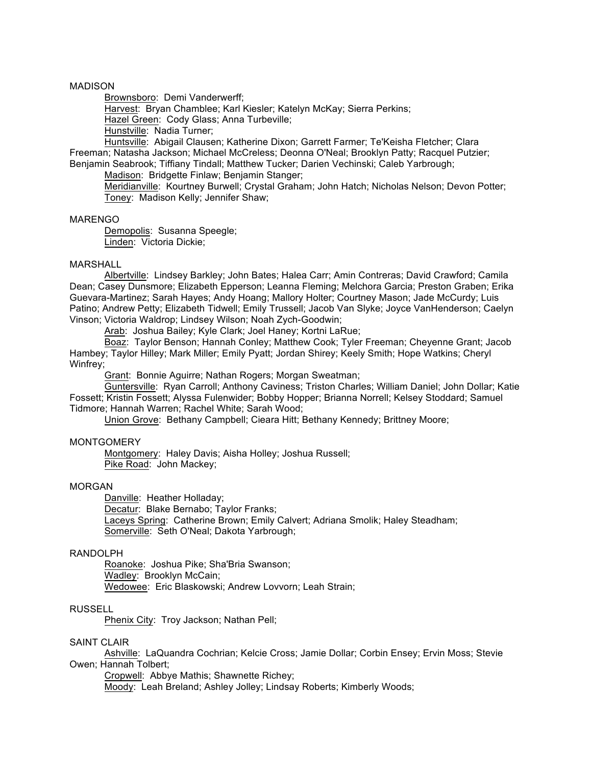MADISON

Brownsboro: Demi Vanderwerff;

Harvest: Bryan Chamblee; Karl Kiesler; Katelyn McKay; Sierra Perkins;

Hazel Green: Cody Glass; Anna Turbeville;

Hunstville: Nadia Turner;

Huntsville: Abigail Clausen; Katherine Dixon; Garrett Farmer; Te'Keisha Fletcher; Clara Freeman; Natasha Jackson; Michael McCreless; Deonna O'Neal; Brooklyn Patty; Racquel Putzier; Benjamin Seabrook; Tiffiany Tindall; Matthew Tucker; Darien Vechinski; Caleb Yarbrough;

Madison: Bridgette Finlaw; Benjamin Stanger;

Meridianville: Kourtney Burwell; Crystal Graham; John Hatch; Nicholas Nelson; Devon Potter;

Toney: Madison Kelly; Jennifer Shaw;

MARENGO

Demopolis: Susanna Speegle;

Linden: Victoria Dickie;

MARSHALL

Albertville: Lindsey Barkley; John Bates; Halea Carr; Amin Contreras; David Crawford; Camila Dean; Casey Dunsmore; Elizabeth Epperson; Leanna Fleming; Melchora Garcia; Preston Graben; Erika Guevara-Martinez; Sarah Hayes; Andy Hoang; Mallory Holter; Courtney Mason; Jade McCurdy; Luis Patino; Andrew Petty; Elizabeth Tidwell; Emily Trussell; Jacob Van Slyke; Joyce VanHenderson; Caelyn Vinson; Victoria Waldrop; Lindsey Wilson; Noah Zych-Goodwin;

Arab: Joshua Bailey; Kyle Clark; Joel Haney; Kortni LaRue;

Boaz: Taylor Benson; Hannah Conley; Matthew Cook; Tyler Freeman; Cheyenne Grant; Jacob Hambey; Taylor Hilley; Mark Miller; Emily Pyatt; Jordan Shirey; Keely Smith; Hope Watkins; Cheryl Winfrey;

Grant: Bonnie Aguirre; Nathan Rogers; Morgan Sweatman;

Guntersville: Ryan Carroll; Anthony Caviness; Triston Charles; William Daniel; John Dollar; Katie Fossett; Kristin Fossett; Alyssa Fulenwider; Bobby Hopper; Brianna Norrell; Kelsey Stoddard; Samuel Tidmore; Hannah Warren; Rachel White; Sarah Wood;

Union Grove: Bethany Campbell; Cieara Hitt; Bethany Kennedy; Brittney Moore;

MONTGOMERY

Montgomery: Haley Davis; Aisha Holley; Joshua Russell;

Pike Road: John Mackey;

MORGAN

Danville: Heather Holladay;

Decatur: Blake Bernabo; Taylor Franks;

Laceys Spring: Catherine Brown; Emily Calvert; Adriana Smolik; Haley Steadham;

Somerville: Seth O'Neal; Dakota Yarbrough;

RANDOLPH

Roanoke: Joshua Pike; Sha'Bria Swanson;

Wadley: Brooklyn McCain;

Wedowee: Eric Blaskowski; Andrew Lovvorn; Leah Strain;

RUSSELL

Phenix City: Troy Jackson; Nathan Pell;

SAINT CLAIR

Ashville: LaQuandra Cochrian; Kelcie Cross; Jamie Dollar; Corbin Ensey; Ervin Moss; Stevie Owen; Hannah Tolbert;

Cropwell: Abbye Mathis; Shawnette Richey;

Moody: Leah Breland; Ashley Jolley; Lindsay Roberts; Kimberly Woods;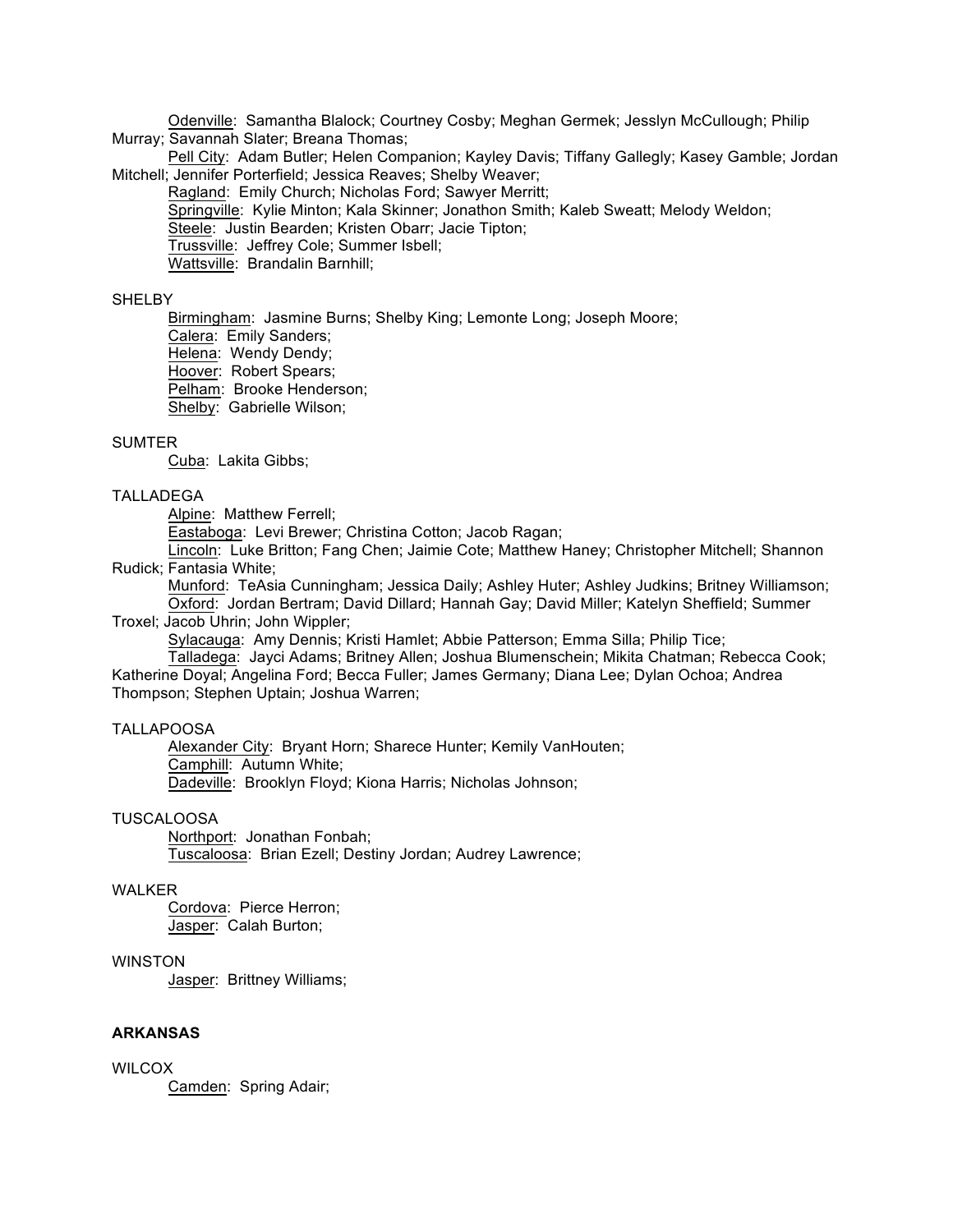Odenville: Samantha Blalock; Courtney Cosby; Meghan Germek; Jesslyn McCullough; Philip Murray; Savannah Slater; Breana Thomas;

Pell City: Adam Butler; Helen Companion; Kayley Davis; Tiffany Gallegly; Kasey Gamble; Jordan Mitchell; Jennifer Porterfield; Jessica Reaves; Shelby Weaver;

Ragland: Emily Church; Nicholas Ford; Sawyer Merritt;

Springville: Kylie Minton; Kala Skinner; Jonathon Smith; Kaleb Sweatt; Melody Weldon;

Steele: Justin Bearden; Kristen Obarr; Jacie Tipton;

Trussville: Jeffrey Cole; Summer Isbell;

Wattsville: Brandalin Barnhill;

SHELBY

Birmingham: Jasmine Burns; Shelby King; Lemonte Long; Joseph Moore;

Calera: Emily Sanders;

Helena: Wendy Dendy;

Hoover: Robert Spears;

Pelham: Brooke Henderson;

Shelby: Gabrielle Wilson;

SUMTER

Cuba: Lakita Gibbs;

TALLADEGA

Alpine: Matthew Ferrell;

Eastaboga: Levi Brewer; Christina Cotton; Jacob Ragan;

Lincoln: Luke Britton; Fang Chen; Jaimie Cote; Matthew Haney; Christopher Mitchell; Shannon Rudick; Fantasia White;

Munford: TeAsia Cunningham; Jessica Daily; Ashley Huter; Ashley Judkins; Britney Williamson;

Oxford: Jordan Bertram; David Dillard; Hannah Gay; David Miller; Katelyn Sheffield; Summer Troxel; Jacob Uhrin; John Wippler;

Sylacauga: Amy Dennis; Kristi Hamlet; Abbie Patterson; Emma Silla; Philip Tice;

Talladega: Jayci Adams; Britney Allen; Joshua Blumenschein; Mikita Chatman; Rebecca Cook; Katherine Doyal; Angelina Ford; Becca Fuller; James Germany; Diana Lee; Dylan Ochoa; Andrea Thompson; Stephen Uptain; Joshua Warren;

TALLAPOOSA

Alexander City: Bryant Horn; Sharece Hunter; Kemily VanHouten;

Camphill: Autumn White;

Dadeville: Brooklyn Floyd; Kiona Harris; Nicholas Johnson;

TUSCALOOSA

Northport: Jonathan Fonbah;

Tuscaloosa: Brian Ezell; Destiny Jordan; Audrey Lawrence;

WALKER

Cordova: Pierce Herron;

Jasper: Calah Burton;

WINSTON

Jasper: Brittney Williams;

**ARKANSAS**

WILCOX

Camden: Spring Adair;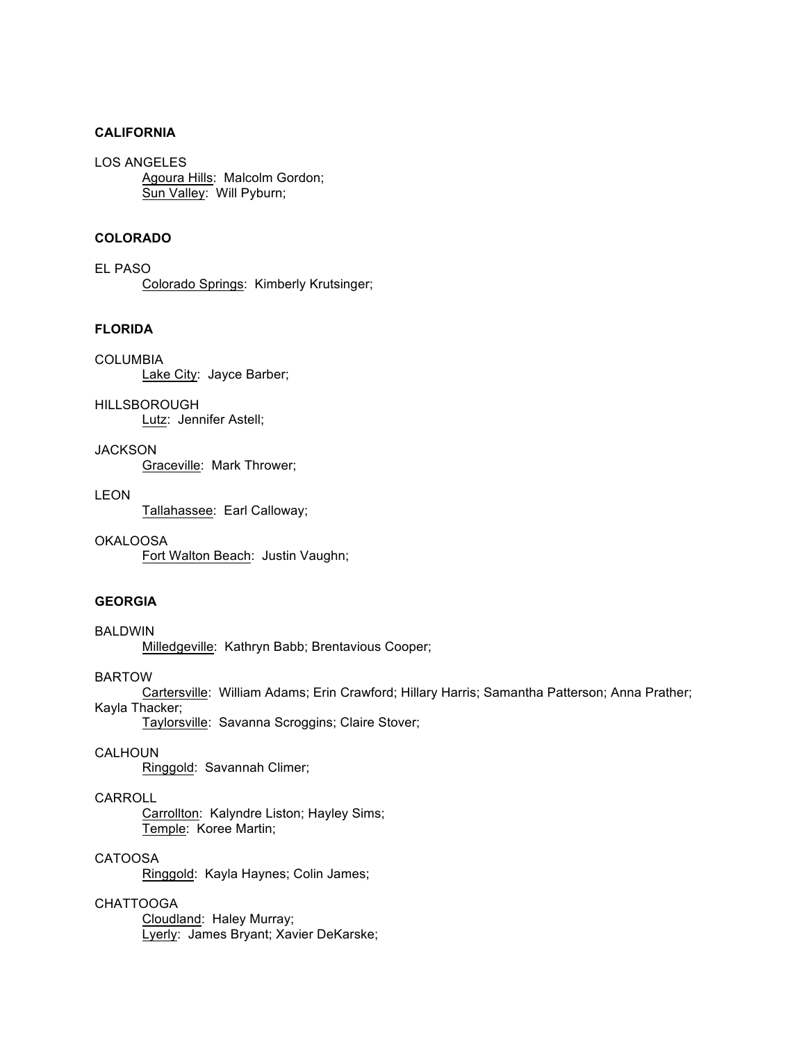**CALIFORNIA**

LOS ANGELES

Agoura Hills: Malcolm Gordon;
Sun Valley: Will Pyburn;

**COLORADO**

EL PASO

Colorado Springs: Kimberly Krutsinger;

**FLORIDA**

COLUMBIA

Lake City: Jayce Barber;

HILLSBOROUGH

Lutz: Jennifer Astell;

JACKSON

Graceville: Mark Thrower;

LEON

Tallahassee: Earl Calloway;

OKALOOSA

Fort Walton Beach: Justin Vaughn;

**GEORGIA**

BALDWIN

Milledgeville: Kathryn Babb; Brentavious Cooper;

BARTOW

Cartersville: William Adams; Erin Crawford; Hillary Harris; Samantha Patterson; Anna Prather; Kayla Thacker;
Taylorsville: Savanna Scroggins; Claire Stover;

CALHOUN

Ringgold: Savannah Climer;

CARROLL

Carrollton: Kalyndre Liston; Hayley Sims;
Temple: Koree Martin;

CATOOSA

Ringgold: Kayla Haynes; Colin James;

CHATTOOGA

Cloudland: Haley Murray;
Lyerly: James Bryant; Xavier DeKarske;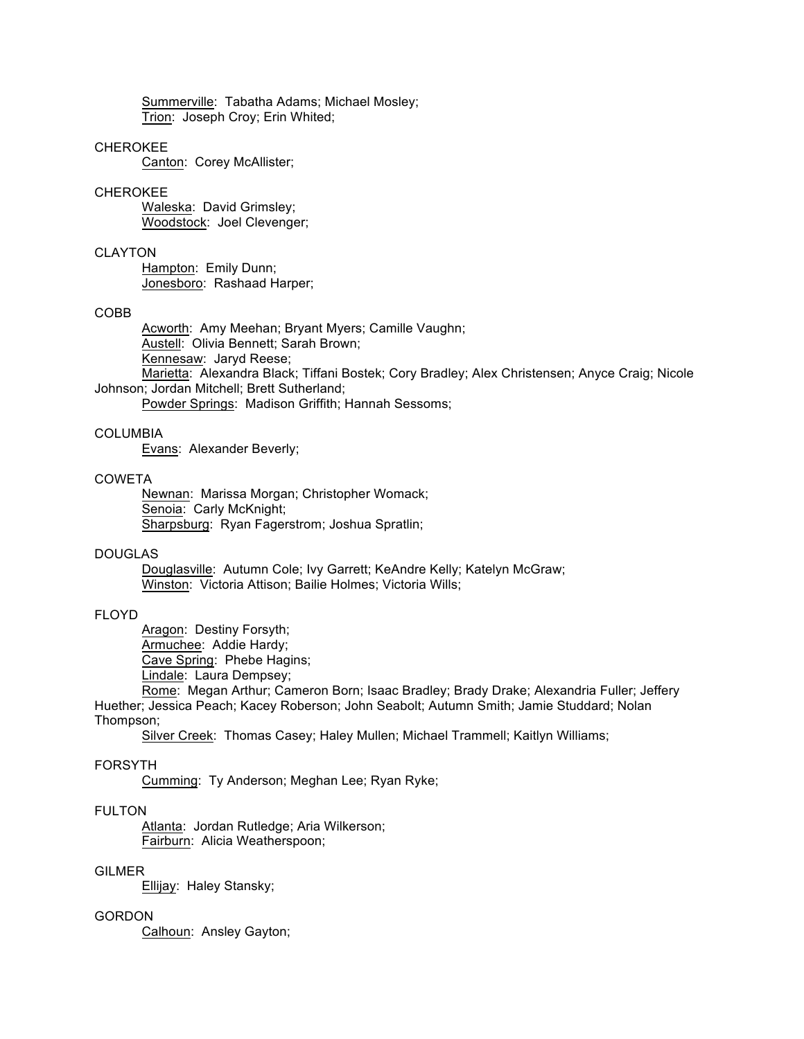Summerville: Tabatha Adams; Michael Mosley;
Trion: Joseph Croy; Erin Whited;

CHEROKEE
Canton: Corey McAllister;

CHEROKEE
Waleska: David Grimsley;
Woodstock: Joel Clevenger;

CLAYTON
Hampton: Emily Dunn;
Jonesboro: Rashaad Harper;

COBB
Acworth: Amy Meehan; Bryant Myers; Camille Vaughn;
Austell: Olivia Bennett; Sarah Brown;
Kennesaw: Jaryd Reese;
Marietta: Alexandra Black; Tiffani Bostek; Cory Bradley; Alex Christensen; Anyce Craig; Nicole Johnson; Jordan Mitchell; Brett Sutherland;
Powder Springs: Madison Griffith; Hannah Sessoms;

COLUMBIA
Evans: Alexander Beverly;

COWETA
Newnan: Marissa Morgan; Christopher Womack;
Senoia: Carly McKnight;
Sharpsburg: Ryan Fagerstrom; Joshua Spratlin;

DOUGLAS
Douglasville: Autumn Cole; Ivy Garrett; KeAndre Kelly; Katelyn McGraw;
Winston: Victoria Attison; Bailie Holmes; Victoria Wills;

FLOYD
Aragon: Destiny Forsyth;
Armuchee: Addie Hardy;
Cave Spring: Phebe Hagins;
Lindale: Laura Dempsey;
Rome: Megan Arthur; Cameron Born; Isaac Bradley; Brady Drake; Alexandria Fuller; Jeffery Huether; Jessica Peach; Kacey Roberson; John Seabolt; Autumn Smith; Jamie Studdard; Nolan Thompson;
Silver Creek: Thomas Casey; Haley Mullen; Michael Trammell; Kaitlyn Williams;

FORSYTH
Cumming: Ty Anderson; Meghan Lee; Ryan Ryke;

FULTON
Atlanta: Jordan Rutledge; Aria Wilkerson;
Fairburn: Alicia Weatherspoon;

GILMER
Ellijay: Haley Stansky;

GORDON
Calhoun: Ansley Gayton;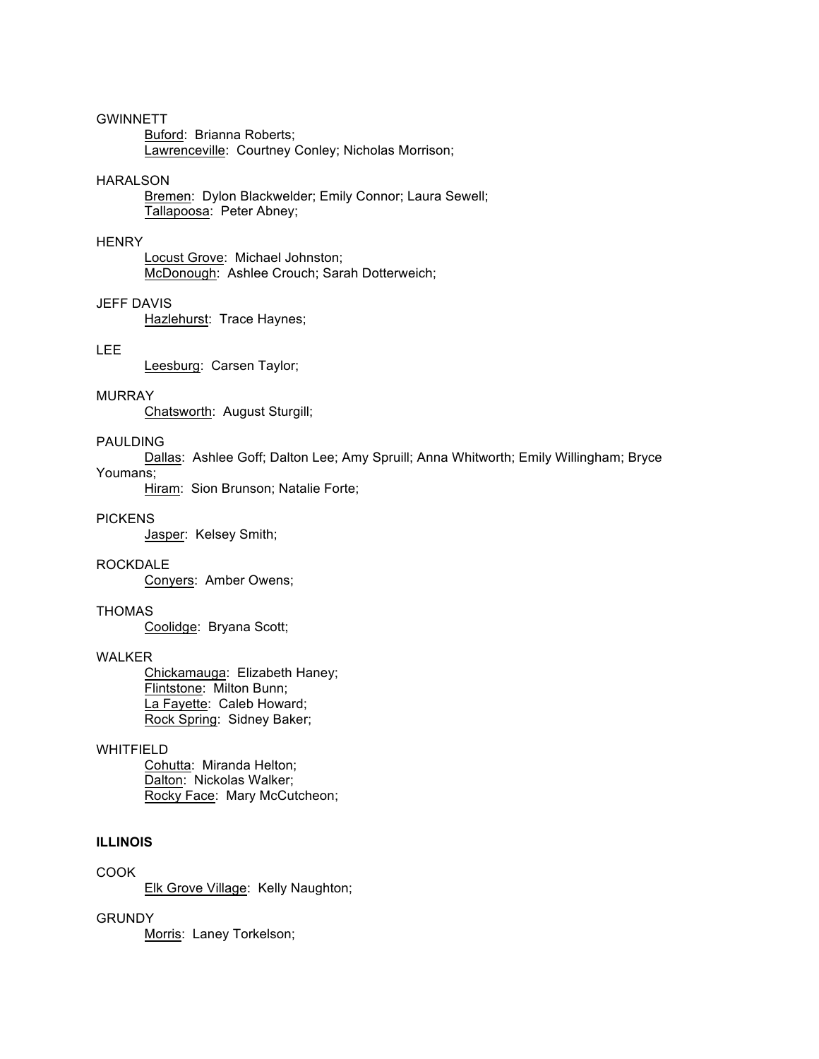GWINNETT

Buford: Brianna Roberts;
Lawrenceville: Courtney Conley; Nicholas Morrison;

HARALSON

Bremen: Dylon Blackwelder; Emily Connor; Laura Sewell;
Tallapoosa: Peter Abney;

HENRY

Locust Grove: Michael Johnston;
McDonough: Ashlee Crouch; Sarah Dotterweich;

JEFF DAVIS

Hazlehurst: Trace Haynes;

LEE

Leesburg: Carsen Taylor;

MURRAY

Chatsworth: August Sturgill;

PAULDING

Dallas: Ashlee Goff; Dalton Lee; Amy Spruill; Anna Whitworth; Emily Willingham; Bryce Youmans;
Hiram: Sion Brunson; Natalie Forte;

PICKENS

Jasper: Kelsey Smith;

ROCKDALE

Conyers: Amber Owens;

THOMAS

Coolidge: Bryana Scott;

WALKER

Chickamauga: Elizabeth Haney;
Flintstone: Milton Bunn;
La Fayette: Caleb Howard;
Rock Spring: Sidney Baker;

WHITFIELD

Cohutta: Miranda Helton;
Dalton: Nickolas Walker;
Rocky Face: Mary McCutcheon;

**ILLINOIS**

COOK

Elk Grove Village: Kelly Naughton;

GRUNDY

Morris: Laney Torkelson;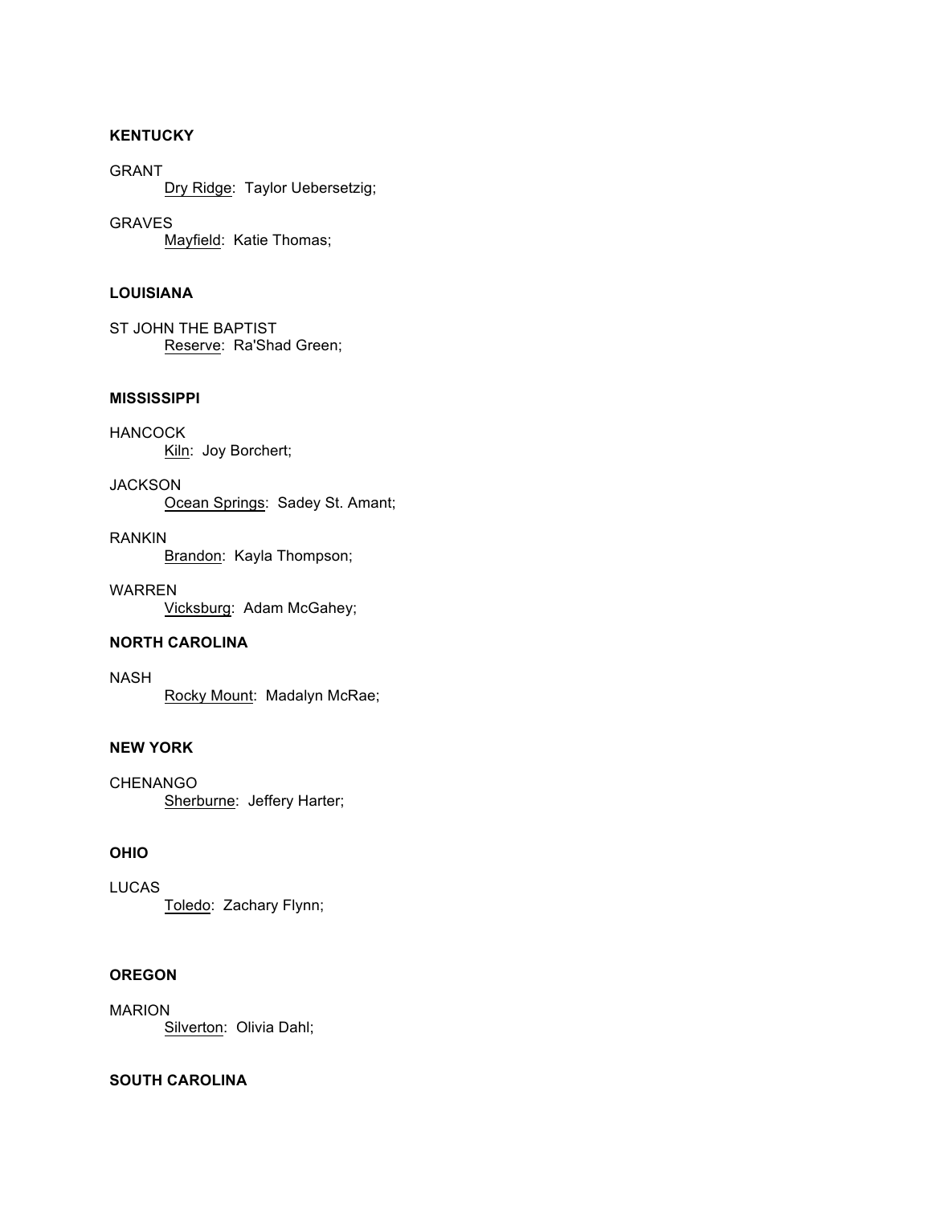**KENTUCKY**

GRANT

Dry Ridge:  Taylor Uebersetzig;

GRAVES

Mayfield:  Katie Thomas;

**LOUISIANA**

ST JOHN THE BAPTIST

Reserve:  Ra'Shad Green;

**MISSISSIPPI**

HANCOCK

Kiln:  Joy Borchert;

JACKSON

Ocean Springs:  Sadey St. Amant;

RANKIN

Brandon:  Kayla Thompson;

WARREN

Vicksburg:  Adam McGahey;

**NORTH CAROLINA**

NASH

Rocky Mount:  Madalyn McRae;

**NEW YORK**

CHENANGO

Sherburne:  Jeffery Harter;

**OHIO**

LUCAS

Toledo:  Zachary Flynn;

**OREGON**

MARION

Silverton:  Olivia Dahl;

**SOUTH CAROLINA**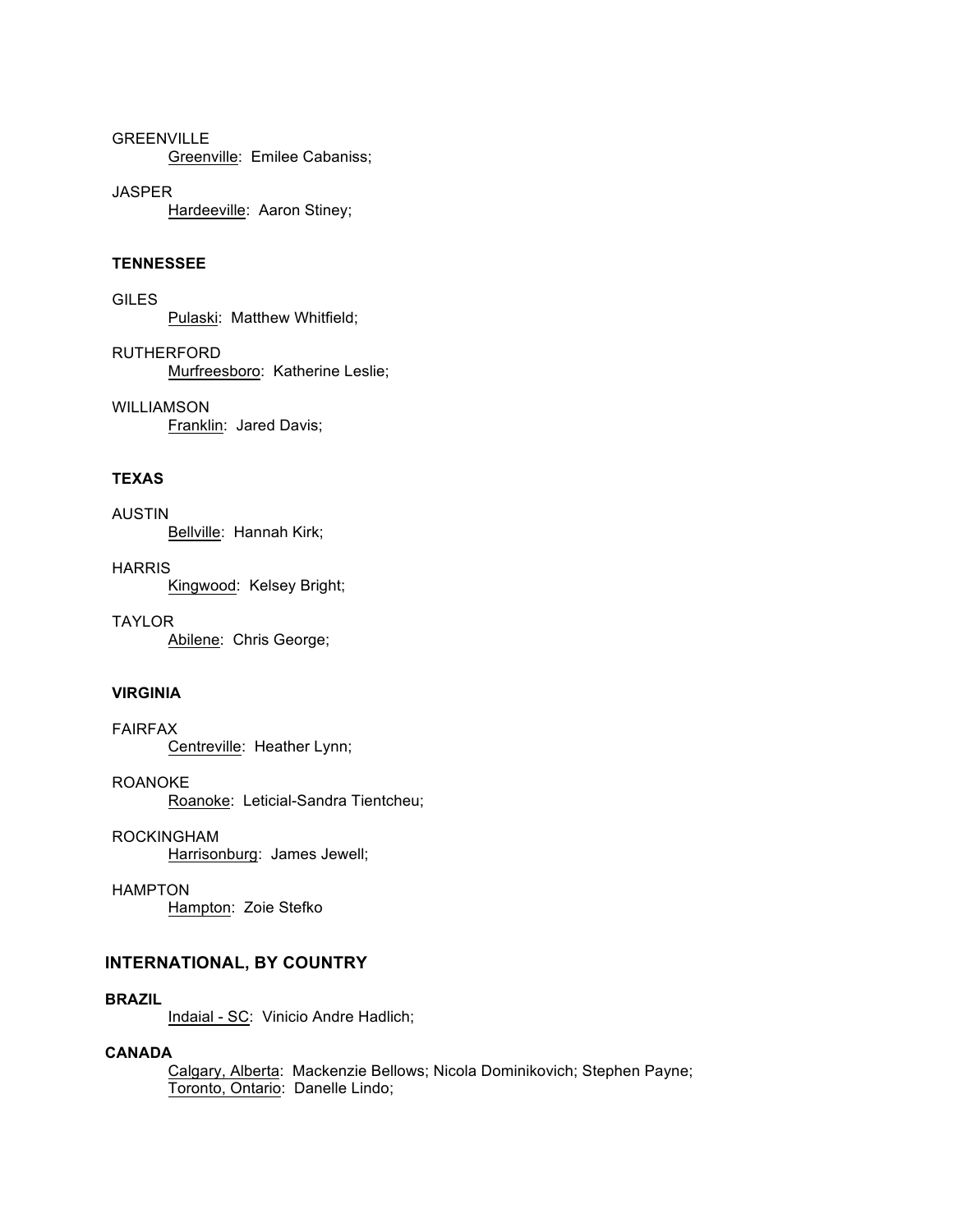GREENVILLE

Greenville: Emilee Cabaniss;

JASPER

Hardeeville: Aaron Stiney;

**TENNESSEE**

GILES

Pulaski: Matthew Whitfield;

RUTHERFORD

Murfreesboro: Katherine Leslie;

WILLIAMSON

Franklin: Jared Davis;

**TEXAS**

AUSTIN

Bellville: Hannah Kirk;

HARRIS

Kingwood: Kelsey Bright;

TAYLOR

Abilene: Chris George;

**VIRGINIA**

FAIRFAX

Centreville: Heather Lynn;

ROANOKE

Roanoke: Leticial-Sandra Tientcheu;

ROCKINGHAM

Harrisonburg: James Jewell;

HAMPTON

Hampton: Zoie Stefko

## INTERNATIONAL, BY COUNTRY

**BRAZIL**

Indaial - SC: Vinicio Andre Hadlich;

**CANADA**

Calgary, Alberta: Mackenzie Bellows; Nicola Dominikovich; Stephen Payne;
Toronto, Ontario: Danelle Lindo;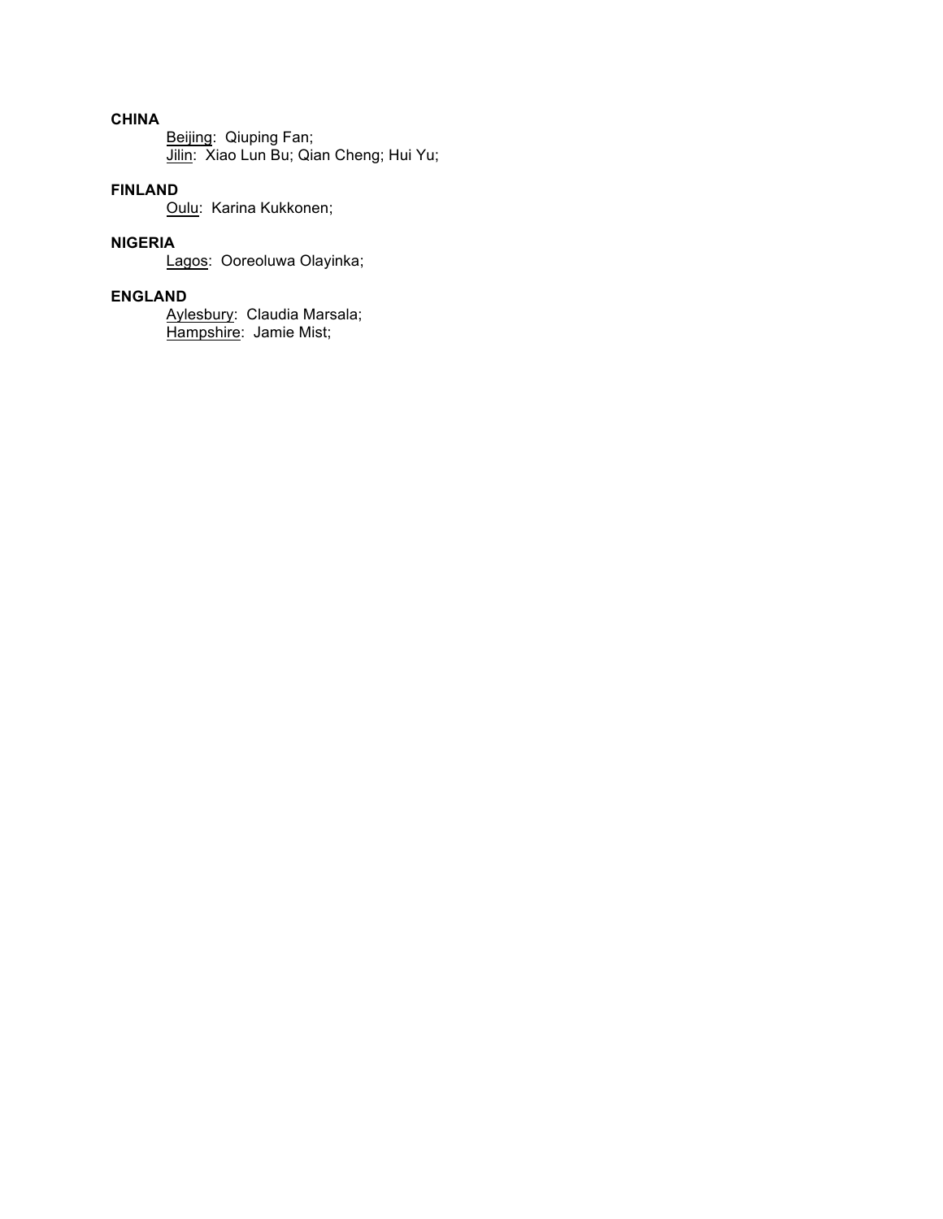**CHINA**

<u>Beijing</u>: Qiuping Fan;
<u>Jilin</u>: Xiao Lun Bu; Qian Cheng; Hui Yu;

**FINLAND**

<u>Oulu</u>: Karina Kukkonen;

**NIGERIA**

<u>Lagos</u>: Ooreoluwa Olayinka;

**ENGLAND**

<u>Aylesbury</u>: Claudia Marsala;
<u>Hampshire</u>: Jamie Mist;